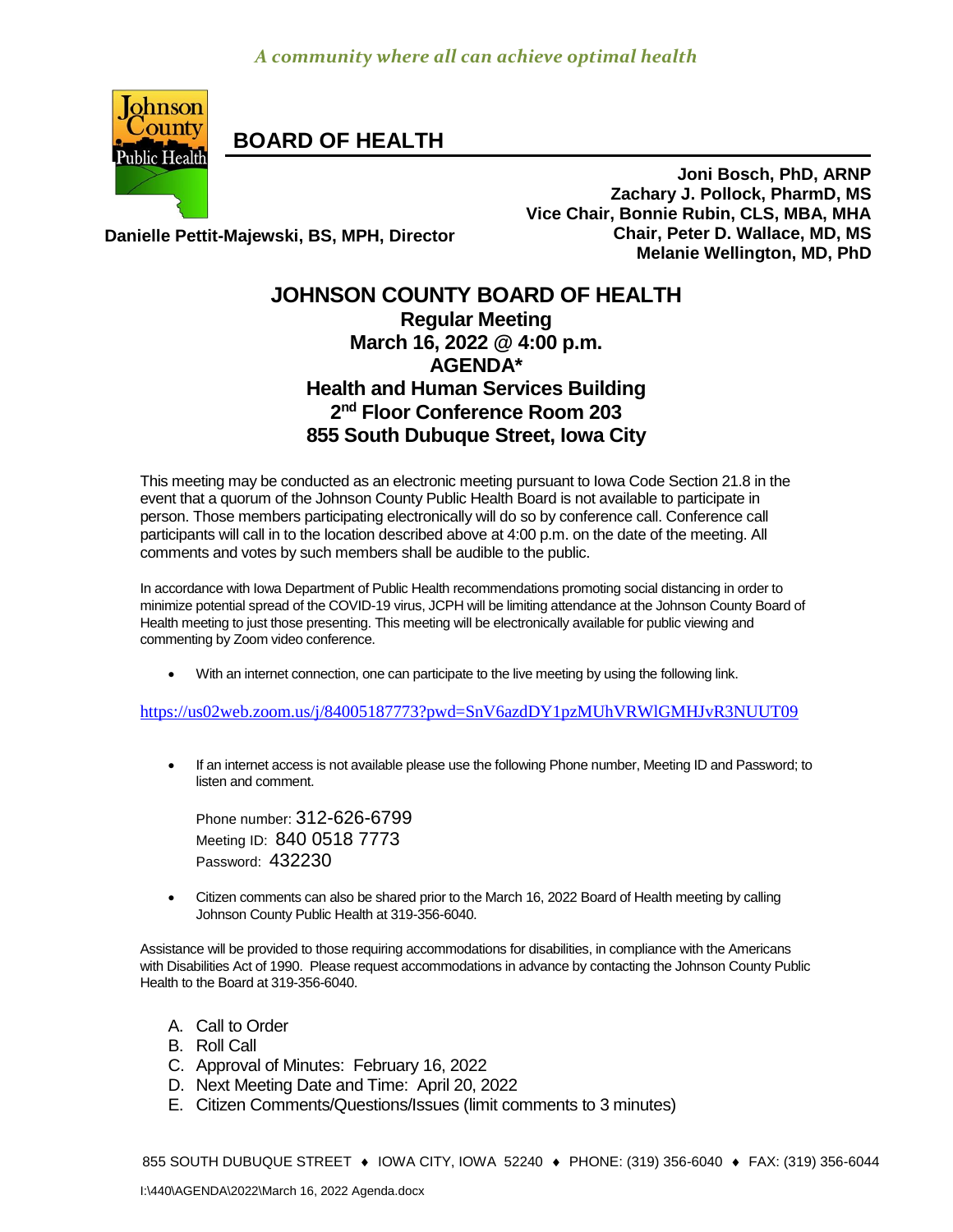*A community where all can achieve optimal health*

# BOARD OF HEALTH

**Joni Bosch, PhD, ARNP**
**Zachary J. Pollock, PharmD, MS**
**Vice Chair, Bonnie Rubin, CLS, MBA, MHA**
**Chair, Peter D. Wallace, MD, MS**
**Melanie Wellington, MD, PhD**

**Danielle Pettit-Majewski, BS, MPH, Director**

## JOHNSON COUNTY BOARD OF HEALTH

**Regular Meeting**
**March 16, 2022 @ 4:00 p.m.**
**AGENDA***
**Health and Human Services Building**
**2nd Floor Conference Room 203**
**855 South Dubuque Street, Iowa City**

This meeting may be conducted as an electronic meeting pursuant to Iowa Code Section 21.8 in the event that a quorum of the Johnson County Public Health Board is not available to participate in person. Those members participating electronically will do so by conference call. Conference call participants will call in to the location described above at 4:00 p.m. on the date of the meeting. All comments and votes by such members shall be audible to the public.

In accordance with Iowa Department of Public Health recommendations promoting social distancing in order to minimize potential spread of the COVID-19 virus, JCPH will be limiting attendance at the Johnson County Board of Health meeting to just those presenting. This meeting will be electronically available for public viewing and commenting by Zoom video conference.

- With an internet connection, one can participate to the live meeting by using the following link.

https://us02web.zoom.us/j/84005187773?pwd=SnV6azdDY1pzMUhVRWlGMHJvR3NUUT09

- If an internet access is not available please use the following Phone number, Meeting ID and Password; to listen and comment.

  Phone number: 312-626-6799
  Meeting ID: 840 0518 7773
  Password: 432230

- Citizen comments can also be shared prior to the March 16, 2022 Board of Health meeting by calling Johnson County Public Health at 319-356-6040.

Assistance will be provided to those requiring accommodations for disabilities, in compliance with the Americans with Disabilities Act of 1990. Please request accommodations in advance by contacting the Johnson County Public Health to the Board at 319-356-6040.

A. Call to Order
B. Roll Call
C. Approval of Minutes: February 16, 2022
D. Next Meeting Date and Time: April 20, 2022
E. Citizen Comments/Questions/Issues (limit comments to 3 minutes)

855 SOUTH DUBUQUE STREET ♦ IOWA CITY, IOWA 52240 ♦ PHONE: (319) 356-6040 ♦ FAX: (319) 356-6044

I:\440\AGENDA\2022\March 16, 2022 Agenda.docx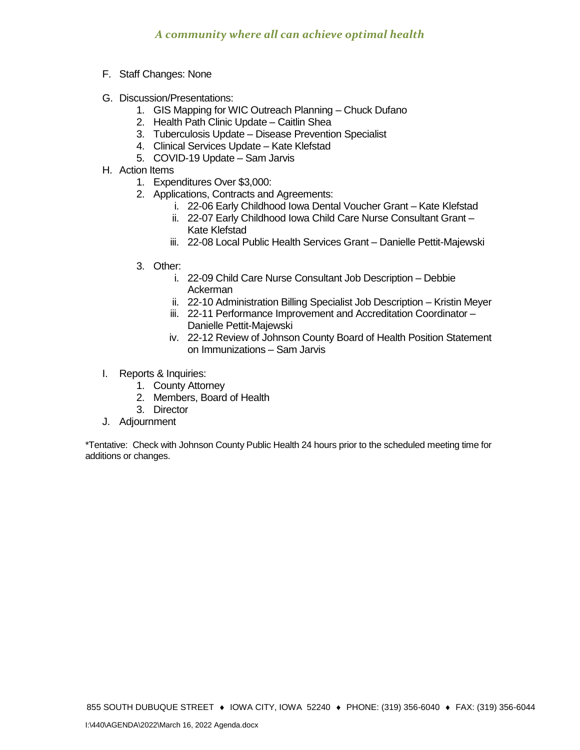F. Staff Changes: None

G. Discussion/Presentations:
   1. GIS Mapping for WIC Outreach Planning – Chuck Dufano
   2. Health Path Clinic Update – Caitlin Shea
   3. Tuberculosis Update – Disease Prevention Specialist
   4. Clinical Services Update – Kate Klefstad
   5. COVID-19 Update – Sam Jarvis

H. Action Items
   1. Expenditures Over $3,000:
   2. Applications, Contracts and Agreements:
      i. 22-06 Early Childhood Iowa Dental Voucher Grant – Kate Klefstad
      ii. 22-07 Early Childhood Iowa Child Care Nurse Consultant Grant – Kate Klefstad
      iii. 22-08 Local Public Health Services Grant – Danielle Pettit-Majewski

   3. Other:
      i. 22-09 Child Care Nurse Consultant Job Description – Debbie Ackerman
      ii. 22-10 Administration Billing Specialist Job Description – Kristin Meyer
      iii. 22-11 Performance Improvement and Accreditation Coordinator – Danielle Pettit-Majewski
      iv. 22-12 Review of Johnson County Board of Health Position Statement on Immunizations – Sam Jarvis

I. Reports & Inquiries:
   1. County Attorney
   2. Members, Board of Health
   3. Director

J. Adjournment

*Tentative: Check with Johnson County Public Health 24 hours prior to the scheduled meeting time for additions or changes.